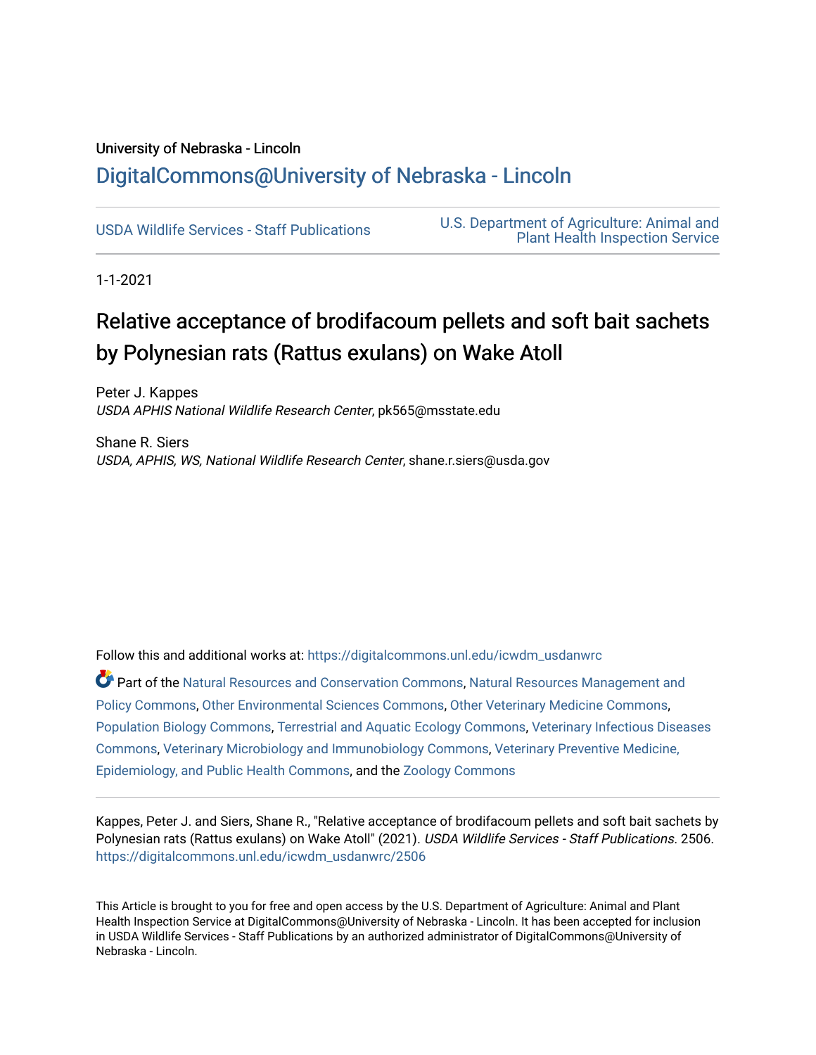University of Nebraska - Lincoln

## DigitalCommons@University of Nebraska - Lincoln

USDA Wildlife Services - Staff Publications

U.S. Department of Agriculture: Animal and Plant Health Inspection Service

1-1-2021

# Relative acceptance of brodifacoum pellets and soft bait sachets by Polynesian rats (Rattus exulans) on Wake Atoll

Peter J. Kappes
*USDA APHIS National Wildlife Research Center*, pk565@msstate.edu

Shane R. Siers
*USDA, APHIS, WS, National Wildlife Research Center*, shane.r.siers@usda.gov

Follow this and additional works at: https://digitalcommons.unl.edu/icwdm_usdanwrc

Part of the Natural Resources and Conservation Commons, Natural Resources Management and Policy Commons, Other Environmental Sciences Commons, Other Veterinary Medicine Commons, Population Biology Commons, Terrestrial and Aquatic Ecology Commons, Veterinary Infectious Diseases Commons, Veterinary Microbiology and Immunobiology Commons, Veterinary Preventive Medicine, Epidemiology, and Public Health Commons, and the Zoology Commons

Kappes, Peter J. and Siers, Shane R., "Relative acceptance of brodifacoum pellets and soft bait sachets by Polynesian rats (Rattus exulans) on Wake Atoll" (2021). *USDA Wildlife Services - Staff Publications*. 2506.
https://digitalcommons.unl.edu/icwdm_usdanwrc/2506

This Article is brought to you for free and open access by the U.S. Department of Agriculture: Animal and Plant Health Inspection Service at DigitalCommons@University of Nebraska - Lincoln. It has been accepted for inclusion in USDA Wildlife Services - Staff Publications by an authorized administrator of DigitalCommons@University of Nebraska - Lincoln.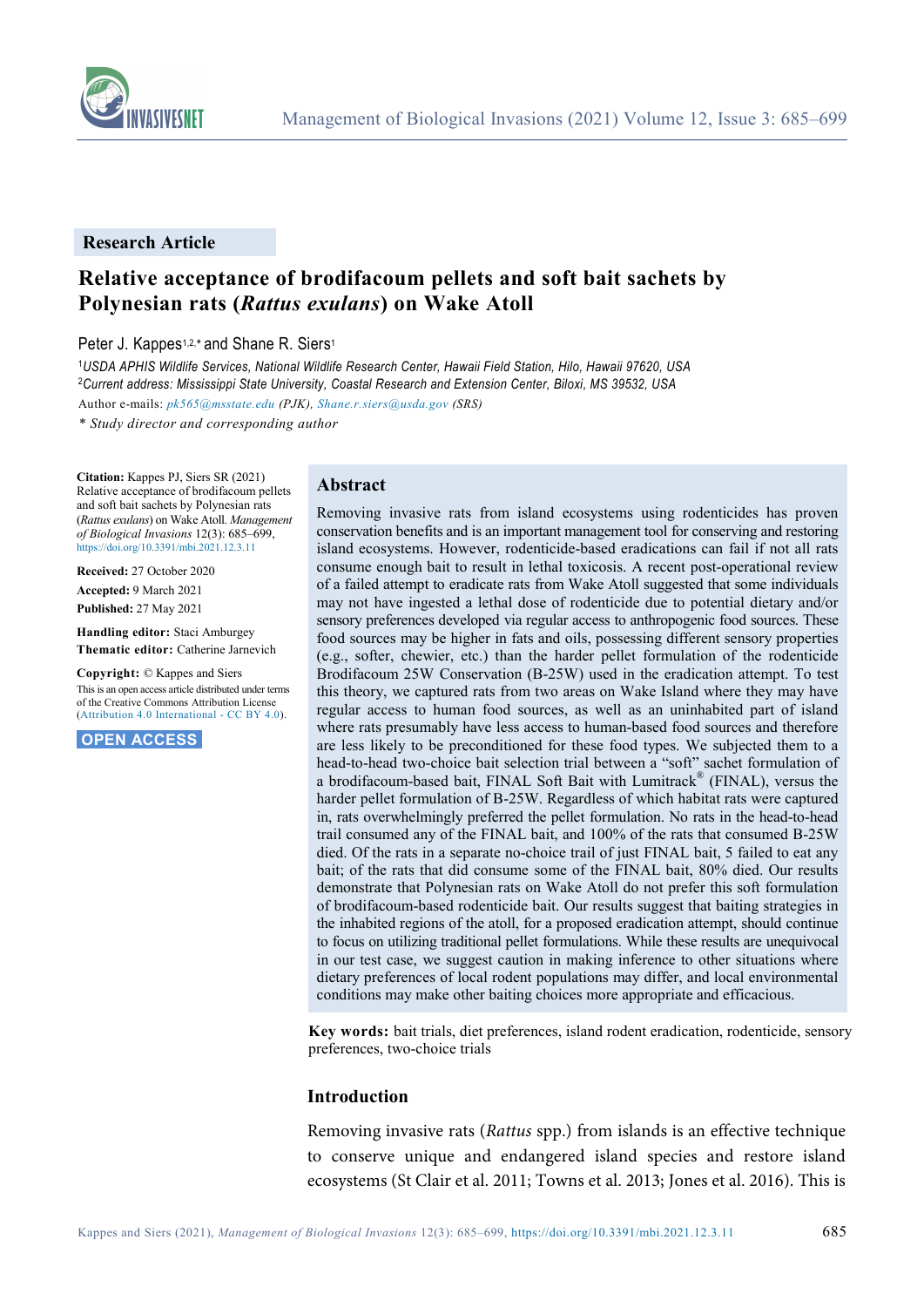## Research Article

# Relative acceptance of brodifacoum pellets and soft bait sachets by Polynesian rats (*Rattus exulans*) on Wake Atoll

Peter J. Kappes[1,2,*] and Shane R. Siers[1]

[1]*USDA APHIS Wildlife Services, National Wildlife Research Center, Hawaii Field Station, Hilo, Hawaii 97620, USA*
[2]*Current address: Mississippi State University, Coastal Research and Extension Center, Biloxi, MS 39532, USA*

Author e-mails: *pk565@msstate.edu* (PJK), *Shane.r.siers@usda.gov* (SRS)

\* *Study director and corresponding author*

**Citation:** Kappes PJ, Siers SR (2021) Relative acceptance of brodifacoum pellets and soft bait sachets by Polynesian rats (*Rattus exulans*) on Wake Atoll. *Management of Biological Invasions* 12(3): 685–699, https://doi.org/10.3391/mbi.2021.12.3.11

**Received:** 27 October 2020
**Accepted:** 9 March 2021
**Published:** 27 May 2021

**Handling editor:** Staci Amburgey
**Thematic editor:** Catherine Jarnevich

**Copyright:** © Kappes and Siers
This is an open access article distributed under terms of the Creative Commons Attribution License (Attribution 4.0 International - CC BY 4.0).

**OPEN ACCESS**

## Abstract

Removing invasive rats from island ecosystems using rodenticides has proven conservation benefits and is an important management tool for conserving and restoring island ecosystems. However, rodenticide-based eradications can fail if not all rats consume enough bait to result in lethal toxicosis. A recent post-operational review of a failed attempt to eradicate rats from Wake Atoll suggested that some individuals may not have ingested a lethal dose of rodenticide due to potential dietary and/or sensory preferences developed via regular access to anthropogenic food sources. These food sources may be higher in fats and oils, possessing different sensory properties (e.g., softer, chewier, etc.) than the harder pellet formulation of the rodenticide Brodifacoum 25W Conservation (B-25W) used in the eradication attempt. To test this theory, we captured rats from two areas on Wake Island where they may have regular access to human food sources, as well as an uninhabited part of island where rats presumably have less access to human-based food sources and therefore are less likely to be preconditioned for these food types. We subjected them to a head-to-head two-choice bait selection trial between a "soft" sachet formulation of a brodifacoum-based bait, FINAL Soft Bait with Lumitrack® (FINAL), versus the harder pellet formulation of B-25W. Regardless of which habitat rats were captured in, rats overwhelmingly preferred the pellet formulation. No rats in the head-to-head trail consumed any of the FINAL bait, and 100% of the rats that consumed B-25W died. Of the rats in a separate no-choice trail of just FINAL bait, 5 failed to eat any bait; of the rats that did consume some of the FINAL bait, 80% died. Our results demonstrate that Polynesian rats on Wake Atoll do not prefer this soft formulation of brodifacoum-based rodenticide bait. Our results suggest that baiting strategies in the inhabited regions of the atoll, for a proposed eradication attempt, should continue to focus on utilizing traditional pellet formulations. While these results are unequivocal in our test case, we suggest caution in making inference to other situations where dietary preferences of local rodent populations may differ, and local environmental conditions may make other baiting choices more appropriate and efficacious.

**Key words:** bait trials, diet preferences, island rodent eradication, rodenticide, sensory preferences, two-choice trials

## Introduction

Removing invasive rats (*Rattus* spp.) from islands is an effective technique to conserve unique and endangered island species and restore island ecosystems (St Clair et al. 2011; Towns et al. 2013; Jones et al. 2016). This is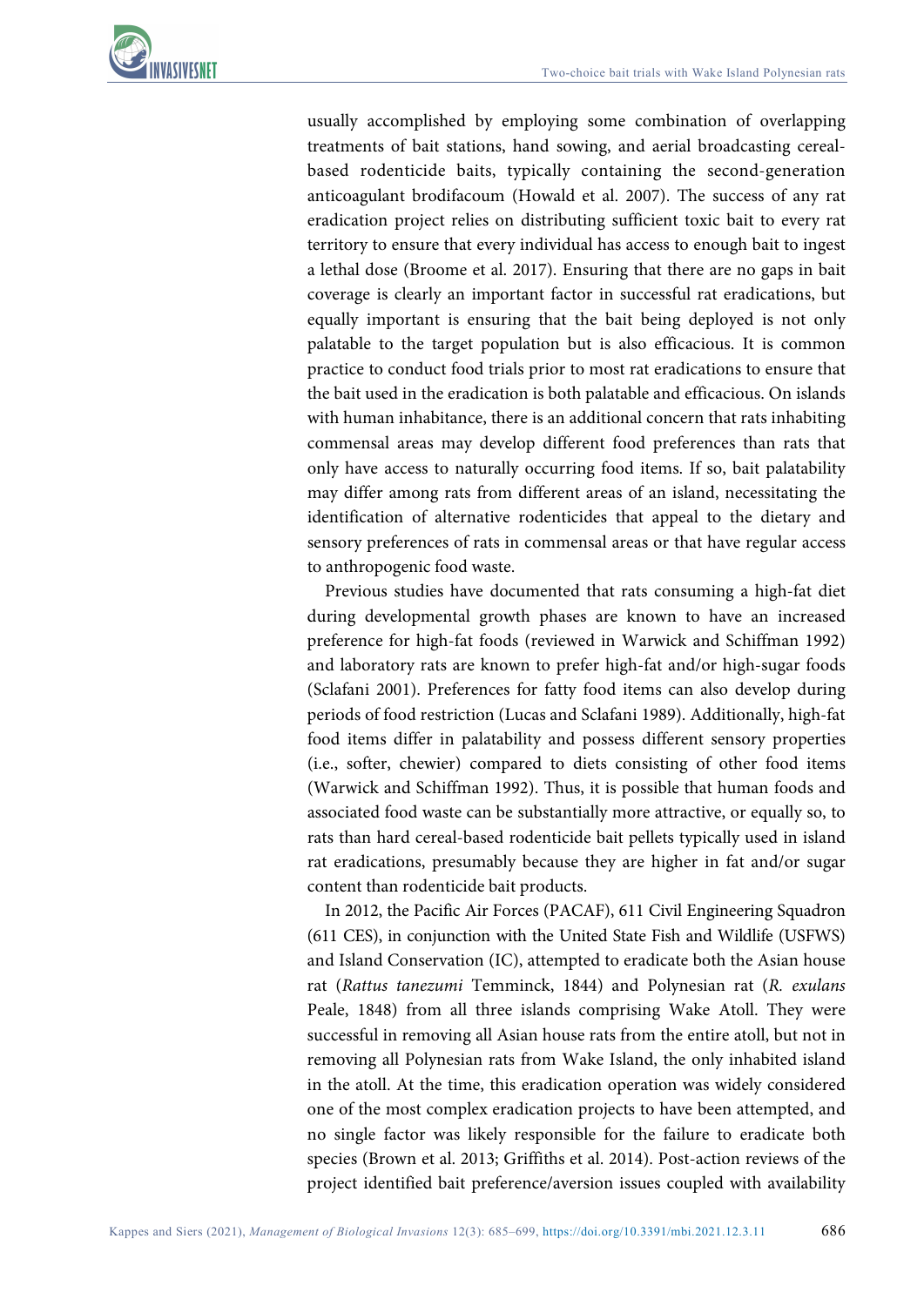usually accomplished by employing some combination of overlapping treatments of bait stations, hand sowing, and aerial broadcasting cereal-based rodenticide baits, typically containing the second-generation anticoagulant brodifacoum (Howald et al. 2007). The success of any rat eradication project relies on distributing sufficient toxic bait to every rat territory to ensure that every individual has access to enough bait to ingest a lethal dose (Broome et al. 2017). Ensuring that there are no gaps in bait coverage is clearly an important factor in successful rat eradications, but equally important is ensuring that the bait being deployed is not only palatable to the target population but is also efficacious. It is common practice to conduct food trials prior to most rat eradications to ensure that the bait used in the eradication is both palatable and efficacious. On islands with human inhabitance, there is an additional concern that rats inhabiting commensal areas may develop different food preferences than rats that only have access to naturally occurring food items. If so, bait palatability may differ among rats from different areas of an island, necessitating the identification of alternative rodenticides that appeal to the dietary and sensory preferences of rats in commensal areas or that have regular access to anthropogenic food waste.

Previous studies have documented that rats consuming a high-fat diet during developmental growth phases are known to have an increased preference for high-fat foods (reviewed in Warwick and Schiffman 1992) and laboratory rats are known to prefer high-fat and/or high-sugar foods (Sclafani 2001). Preferences for fatty food items can also develop during periods of food restriction (Lucas and Sclafani 1989). Additionally, high-fat food items differ in palatability and possess different sensory properties (i.e., softer, chewier) compared to diets consisting of other food items (Warwick and Schiffman 1992). Thus, it is possible that human foods and associated food waste can be substantially more attractive, or equally so, to rats than hard cereal-based rodenticide bait pellets typically used in island rat eradications, presumably because they are higher in fat and/or sugar content than rodenticide bait products.

In 2012, the Pacific Air Forces (PACAF), 611 Civil Engineering Squadron (611 CES), in conjunction with the United State Fish and Wildlife (USFWS) and Island Conservation (IC), attempted to eradicate both the Asian house rat (*Rattus tanezumi* Temminck, 1844) and Polynesian rat (*R. exulans* Peale, 1848) from all three islands comprising Wake Atoll. They were successful in removing all Asian house rats from the entire atoll, but not in removing all Polynesian rats from Wake Island, the only inhabited island in the atoll. At the time, this eradication operation was widely considered one of the most complex eradication projects to have been attempted, and no single factor was likely responsible for the failure to eradicate both species (Brown et al. 2013; Griffiths et al. 2014). Post-action reviews of the project identified bait preference/aversion issues coupled with availability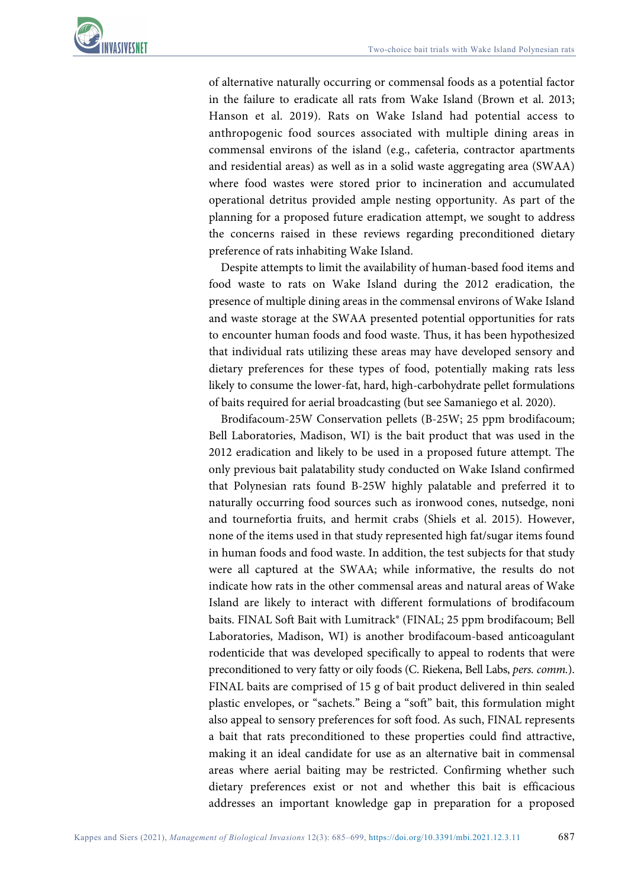of alternative naturally occurring or commensal foods as a potential factor in the failure to eradicate all rats from Wake Island (Brown et al. 2013; Hanson et al. 2019). Rats on Wake Island had potential access to anthropogenic food sources associated with multiple dining areas in commensal environs of the island (e.g., cafeteria, contractor apartments and residential areas) as well as in a solid waste aggregating area (SWAA) where food wastes were stored prior to incineration and accumulated operational detritus provided ample nesting opportunity. As part of the planning for a proposed future eradication attempt, we sought to address the concerns raised in these reviews regarding preconditioned dietary preference of rats inhabiting Wake Island.

Despite attempts to limit the availability of human-based food items and food waste to rats on Wake Island during the 2012 eradication, the presence of multiple dining areas in the commensal environs of Wake Island and waste storage at the SWAA presented potential opportunities for rats to encounter human foods and food waste. Thus, it has been hypothesized that individual rats utilizing these areas may have developed sensory and dietary preferences for these types of food, potentially making rats less likely to consume the lower-fat, hard, high-carbohydrate pellet formulations of baits required for aerial broadcasting (but see Samaniego et al. 2020).

Brodifacoum-25W Conservation pellets (B-25W; 25 ppm brodifacoum; Bell Laboratories, Madison, WI) is the bait product that was used in the 2012 eradication and likely to be used in a proposed future attempt. The only previous bait palatability study conducted on Wake Island confirmed that Polynesian rats found B-25W highly palatable and preferred it to naturally occurring food sources such as ironwood cones, nutsedge, noni and tournefortia fruits, and hermit crabs (Shiels et al. 2015). However, none of the items used in that study represented high fat/sugar items found in human foods and food waste. In addition, the test subjects for that study were all captured at the SWAA; while informative, the results do not indicate how rats in the other commensal areas and natural areas of Wake Island are likely to interact with different formulations of brodifacoum baits. FINAL Soft Bait with Lumitrack® (FINAL; 25 ppm brodifacoum; Bell Laboratories, Madison, WI) is another brodifacoum-based anticoagulant rodenticide that was developed specifically to appeal to rodents that were preconditioned to very fatty or oily foods (C. Riekena, Bell Labs, *pers. comm.*). FINAL baits are comprised of 15 g of bait product delivered in thin sealed plastic envelopes, or "sachets." Being a "soft" bait, this formulation might also appeal to sensory preferences for soft food. As such, FINAL represents a bait that rats preconditioned to these properties could find attractive, making it an ideal candidate for use as an alternative bait in commensal areas where aerial baiting may be restricted. Confirming whether such dietary preferences exist or not and whether this bait is efficacious addresses an important knowledge gap in preparation for a proposed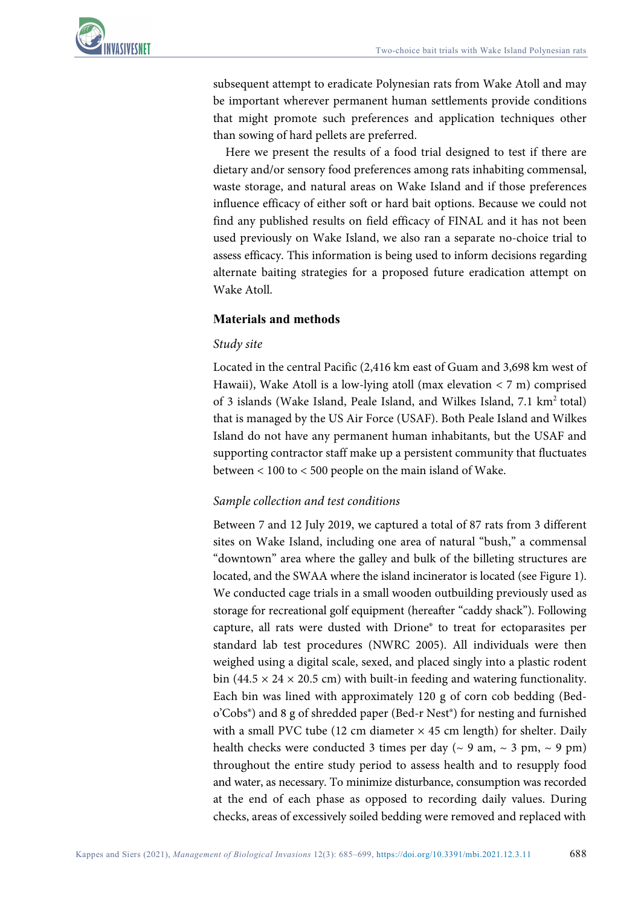subsequent attempt to eradicate Polynesian rats from Wake Atoll and may be important wherever permanent human settlements provide conditions that might promote such preferences and application techniques other than sowing of hard pellets are preferred.

Here we present the results of a food trial designed to test if there are dietary and/or sensory food preferences among rats inhabiting commensal, waste storage, and natural areas on Wake Island and if those preferences influence efficacy of either soft or hard bait options. Because we could not find any published results on field efficacy of FINAL and it has not been used previously on Wake Island, we also ran a separate no-choice trial to assess efficacy. This information is being used to inform decisions regarding alternate baiting strategies for a proposed future eradication attempt on Wake Atoll.

## Materials and methods

### *Study site*

Located in the central Pacific (2,416 km east of Guam and 3,698 km west of Hawaii), Wake Atoll is a low-lying atoll (max elevation < 7 m) comprised of 3 islands (Wake Island, Peale Island, and Wilkes Island, 7.1 km$^2$ total) that is managed by the US Air Force (USAF). Both Peale Island and Wilkes Island do not have any permanent human inhabitants, but the USAF and supporting contractor staff make up a persistent community that fluctuates between < 100 to < 500 people on the main island of Wake.

### *Sample collection and test conditions*

Between 7 and 12 July 2019, we captured a total of 87 rats from 3 different sites on Wake Island, including one area of natural "bush," a commensal "downtown" area where the galley and bulk of the billeting structures are located, and the SWAA where the island incinerator is located (see Figure 1). We conducted cage trials in a small wooden outbuilding previously used as storage for recreational golf equipment (hereafter "caddy shack"). Following capture, all rats were dusted with Drione® to treat for ectoparasites per standard lab test procedures (NWRC 2005). All individuals were then weighed using a digital scale, sexed, and placed singly into a plastic rodent bin (44.5 × 24 × 20.5 cm) with built-in feeding and watering functionality. Each bin was lined with approximately 120 g of corn cob bedding (Bed-o'Cobs®) and 8 g of shredded paper (Bed-r Nest®) for nesting and furnished with a small PVC tube (12 cm diameter × 45 cm length) for shelter. Daily health checks were conducted 3 times per day (~ 9 am, ~ 3 pm, ~ 9 pm) throughout the entire study period to assess health and to resupply food and water, as necessary. To minimize disturbance, consumption was recorded at the end of each phase as opposed to recording daily values. During checks, areas of excessively soiled bedding were removed and replaced with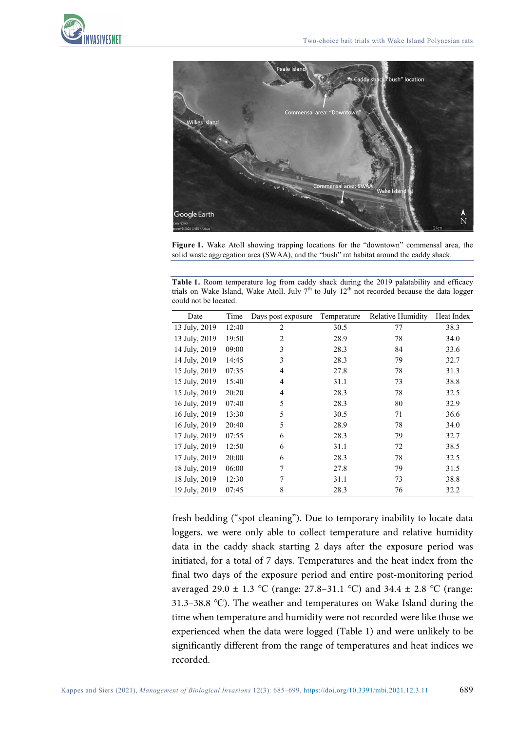Figure 1. Wake Atoll showing trapping locations for the "downtown" commensal area, the solid waste aggregation area (SWAA), and the "bush" rat habitat around the caddy shack.

**Table 1.** Room temperature log from caddy shack during the 2019 palatability and efficacy trials on Wake Island, Wake Atoll. July 7th to July 12th not recorded because the data logger could not be located.

| Date | Time | Days post exposure | Temperature | Relative Humidity | Heat Index |
|---|---|---|---|---|---|
| 13 July, 2019 | 12:40 | 2 | 30.5 | 77 | 38.3 |
| 13 July, 2019 | 19:50 | 2 | 28.9 | 78 | 34.0 |
| 14 July, 2019 | 09:00 | 3 | 28.3 | 84 | 33.6 |
| 14 July, 2019 | 14:45 | 3 | 28.3 | 79 | 32.7 |
| 15 July, 2019 | 07:35 | 4 | 27.8 | 78 | 31.3 |
| 15 July, 2019 | 15:40 | 4 | 31.1 | 73 | 38.8 |
| 15 July, 2019 | 20:20 | 4 | 28.3 | 78 | 32.5 |
| 16 July, 2019 | 07:40 | 5 | 28.3 | 80 | 32.9 |
| 16 July, 2019 | 13:30 | 5 | 30.5 | 71 | 36.6 |
| 16 July, 2019 | 20:40 | 5 | 28.9 | 78 | 34.0 |
| 17 July, 2019 | 07:55 | 6 | 28.3 | 79 | 32.7 |
| 17 July, 2019 | 12:50 | 6 | 31.1 | 72 | 38.5 |
| 17 July, 2019 | 20:00 | 6 | 28.3 | 78 | 32.5 |
| 18 July, 2019 | 06:00 | 7 | 27.8 | 79 | 31.5 |
| 18 July, 2019 | 12:30 | 7 | 31.1 | 73 | 38.8 |
| 19 July, 2019 | 07:45 | 8 | 28.3 | 76 | 32.2 |

fresh bedding ("spot cleaning"). Due to temporary inability to locate data loggers, we were only able to collect temperature and relative humidity data in the caddy shack starting 2 days after the exposure period was initiated, for a total of 7 days. Temperatures and the heat index from the final two days of the exposure period and entire post-monitoring period averaged 29.0 ± 1.3 °C (range: 27.8–31.1 °C) and 34.4 ± 2.8 °C (range: 31.3–38.8 °C). The weather and temperatures on Wake Island during the time when temperature and humidity were not recorded were like those we experienced when the data were logged (Table 1) and were unlikely to be significantly different from the range of temperatures and heat indices we recorded.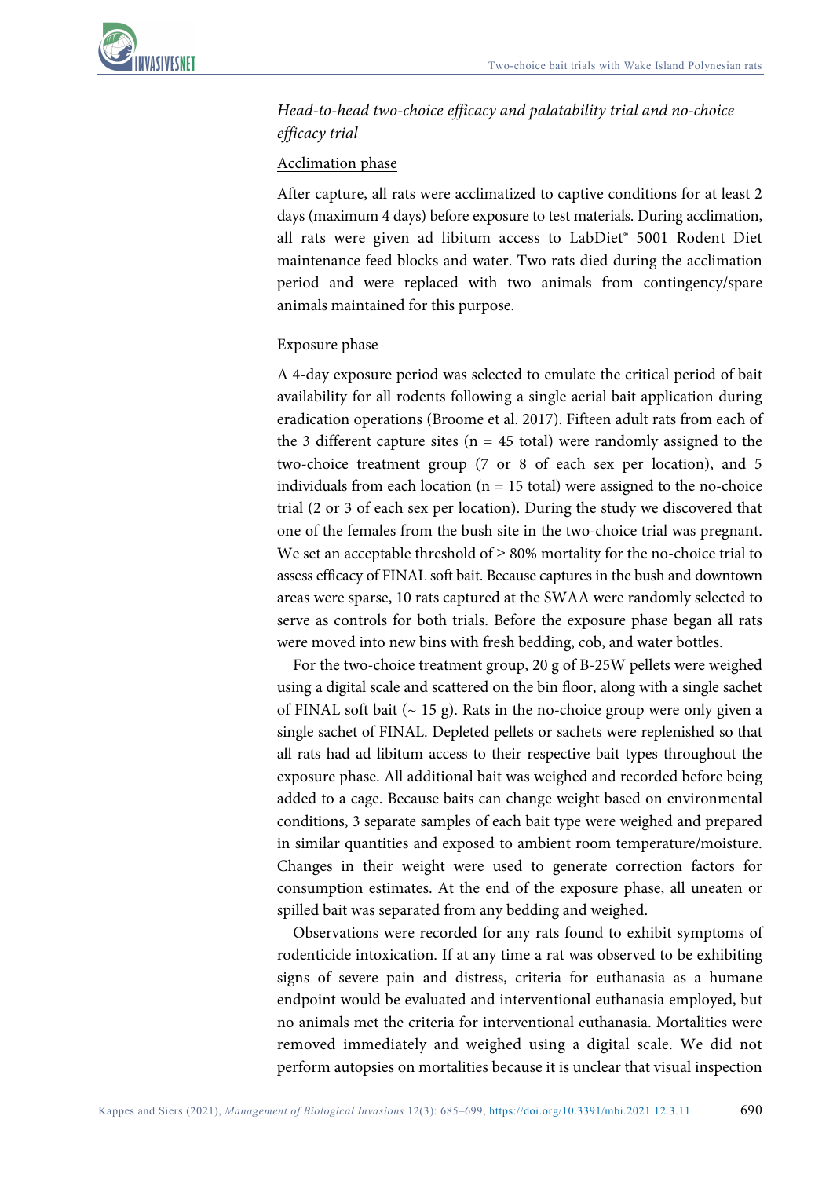*Head-to-head two-choice efficacy and palatability trial and no-choice efficacy trial*

Acclimation phase

After capture, all rats were acclimatized to captive conditions for at least 2 days (maximum 4 days) before exposure to test materials. During acclimation, all rats were given ad libitum access to LabDiet® 5001 Rodent Diet maintenance feed blocks and water. Two rats died during the acclimation period and were replaced with two animals from contingency/spare animals maintained for this purpose.

Exposure phase

A 4-day exposure period was selected to emulate the critical period of bait availability for all rodents following a single aerial bait application during eradication operations (Broome et al. 2017). Fifteen adult rats from each of the 3 different capture sites (n = 45 total) were randomly assigned to the two-choice treatment group (7 or 8 of each sex per location), and 5 individuals from each location (n = 15 total) were assigned to the no-choice trial (2 or 3 of each sex per location). During the study we discovered that one of the females from the bush site in the two-choice trial was pregnant. We set an acceptable threshold of ≥ 80% mortality for the no-choice trial to assess efficacy of FINAL soft bait. Because captures in the bush and downtown areas were sparse, 10 rats captured at the SWAA were randomly selected to serve as controls for both trials. Before the exposure phase began all rats were moved into new bins with fresh bedding, cob, and water bottles.

For the two-choice treatment group, 20 g of B-25W pellets were weighed using a digital scale and scattered on the bin floor, along with a single sachet of FINAL soft bait (~ 15 g). Rats in the no-choice group were only given a single sachet of FINAL. Depleted pellets or sachets were replenished so that all rats had ad libitum access to their respective bait types throughout the exposure phase. All additional bait was weighed and recorded before being added to a cage. Because baits can change weight based on environmental conditions, 3 separate samples of each bait type were weighed and prepared in similar quantities and exposed to ambient room temperature/moisture. Changes in their weight were used to generate correction factors for consumption estimates. At the end of the exposure phase, all uneaten or spilled bait was separated from any bedding and weighed.

Observations were recorded for any rats found to exhibit symptoms of rodenticide intoxication. If at any time a rat was observed to be exhibiting signs of severe pain and distress, criteria for euthanasia as a humane endpoint would be evaluated and interventional euthanasia employed, but no animals met the criteria for interventional euthanasia. Mortalities were removed immediately and weighed using a digital scale. We did not perform autopsies on mortalities because it is unclear that visual inspection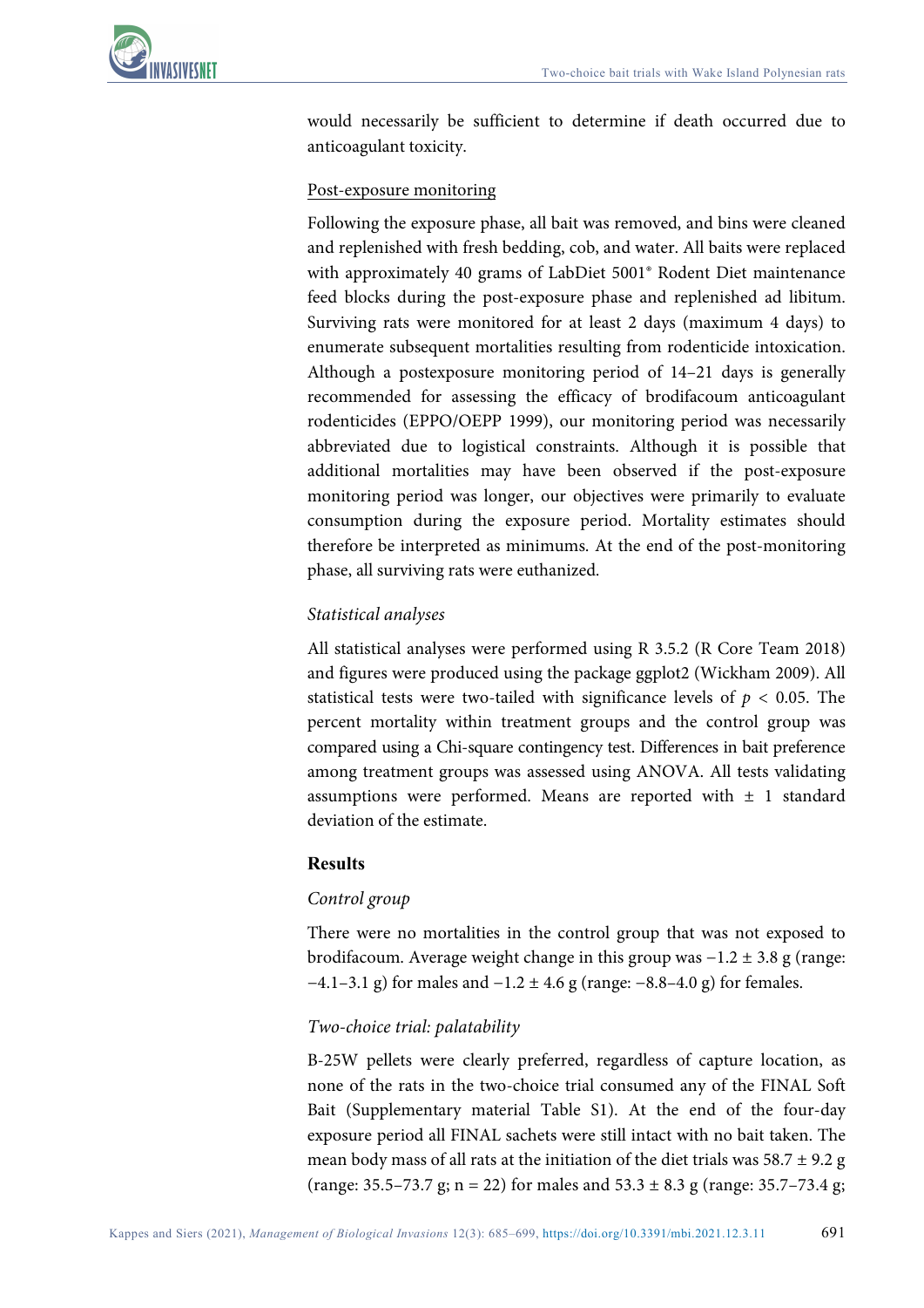would necessarily be sufficient to determine if death occurred due to anticoagulant toxicity.

Post-exposure monitoring

Following the exposure phase, all bait was removed, and bins were cleaned and replenished with fresh bedding, cob, and water. All baits were replaced with approximately 40 grams of LabDiet 5001® Rodent Diet maintenance feed blocks during the post-exposure phase and replenished ad libitum. Surviving rats were monitored for at least 2 days (maximum 4 days) to enumerate subsequent mortalities resulting from rodenticide intoxication. Although a postexposure monitoring period of 14–21 days is generally recommended for assessing the efficacy of brodifacoum anticoagulant rodenticides (EPPO/OEPP 1999), our monitoring period was necessarily abbreviated due to logistical constraints. Although it is possible that additional mortalities may have been observed if the post-exposure monitoring period was longer, our objectives were primarily to evaluate consumption during the exposure period. Mortality estimates should therefore be interpreted as minimums. At the end of the post-monitoring phase, all surviving rats were euthanized.

### *Statistical analyses*

All statistical analyses were performed using R 3.5.2 (R Core Team 2018) and figures were produced using the package ggplot2 (Wickham 2009). All statistical tests were two-tailed with significance levels of $p < 0.05$. The percent mortality within treatment groups and the control group was compared using a Chi-square contingency test. Differences in bait preference among treatment groups was assessed using ANOVA. All tests validating assumptions were performed. Means are reported with ± 1 standard deviation of the estimate.

## Results

### *Control group*

There were no mortalities in the control group that was not exposed to brodifacoum. Average weight change in this group was −1.2 ± 3.8 g (range: −4.1–3.1 g) for males and −1.2 ± 4.6 g (range: −8.8–4.0 g) for females.

### *Two-choice trial: palatability*

B-25W pellets were clearly preferred, regardless of capture location, as none of the rats in the two-choice trial consumed any of the FINAL Soft Bait (Supplementary material Table S1). At the end of the four-day exposure period all FINAL sachets were still intact with no bait taken. The mean body mass of all rats at the initiation of the diet trials was 58.7 ± 9.2 g (range: 35.5–73.7 g; n = 22) for males and 53.3 ± 8.3 g (range: 35.7–73.4 g;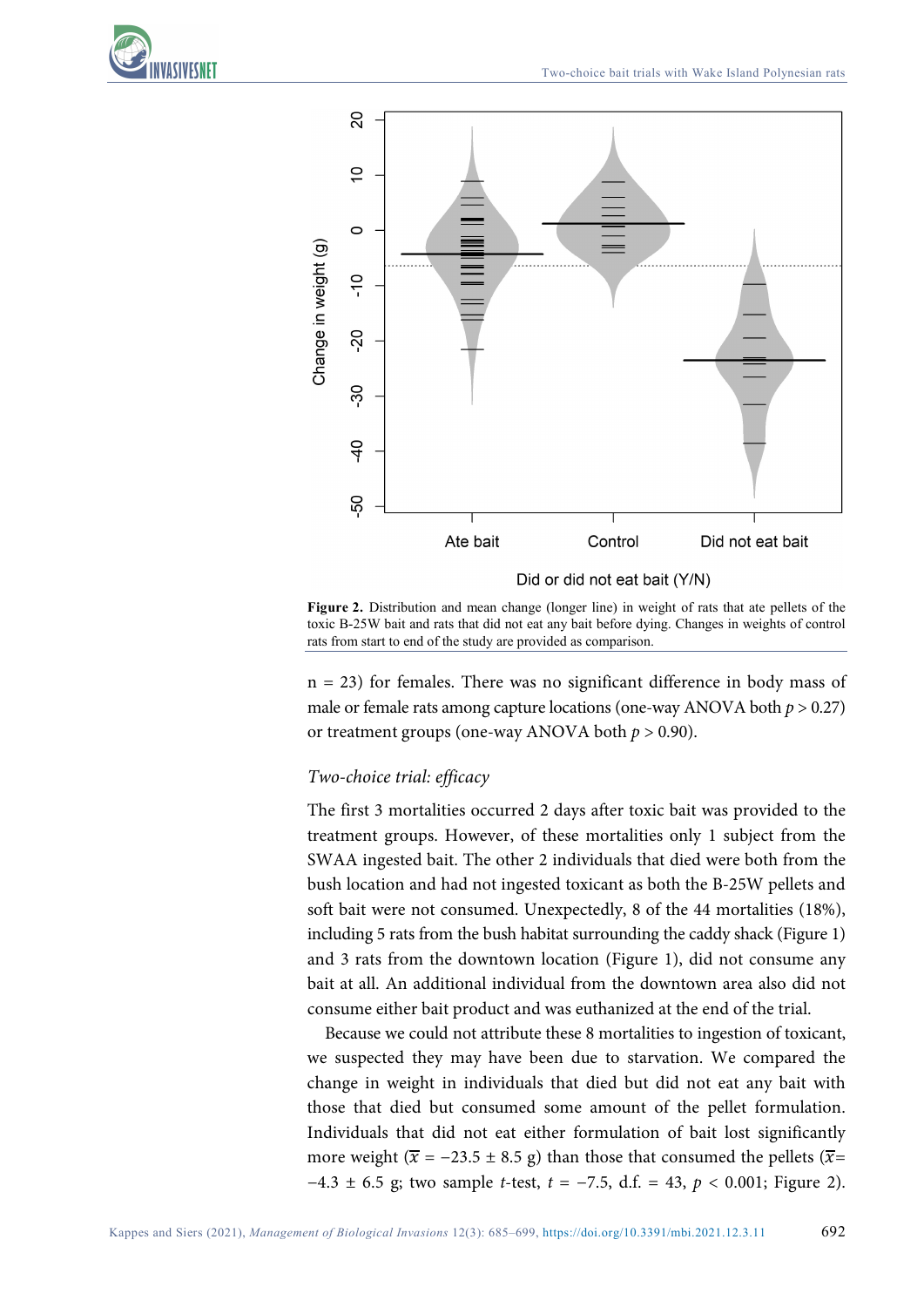**Figure 2.** Distribution and mean change (longer line) in weight of rats that ate pellets of the toxic B-25W bait and rats that did not eat any bait before dying. Changes in weights of control rats from start to end of the study are provided as comparison.

n = 23) for females. There was no significant difference in body mass of male or female rats among capture locations (one-way ANOVA both $p > 0.27$) or treatment groups (one-way ANOVA both $p > 0.90$).

### *Two-choice trial: efficacy*

The first 3 mortalities occurred 2 days after toxic bait was provided to the treatment groups. However, of these mortalities only 1 subject from the SWAA ingested bait. The other 2 individuals that died were both from the bush location and had not ingested toxicant as both the B-25W pellets and soft bait were not consumed. Unexpectedly, 8 of the 44 mortalities (18%), including 5 rats from the bush habitat surrounding the caddy shack (Figure 1) and 3 rats from the downtown location (Figure 1), did not consume any bait at all. An additional individual from the downtown area also did not consume either bait product and was euthanized at the end of the trial.

Because we could not attribute these 8 mortalities to ingestion of toxicant, we suspected they may have been due to starvation. We compared the change in weight in individuals that died but did not eat any bait with those that died but consumed some amount of the pellet formulation. Individuals that did not eat either formulation of bait lost significantly more weight ($\bar{x} = -23.5 \pm 8.5$ g) than those that consumed the pellets ($\bar{x} = -4.3 \pm 6.5$ g; two sample *t*-test, $t = -7.5$, d.f. = 43, $p < 0.001$; Figure 2).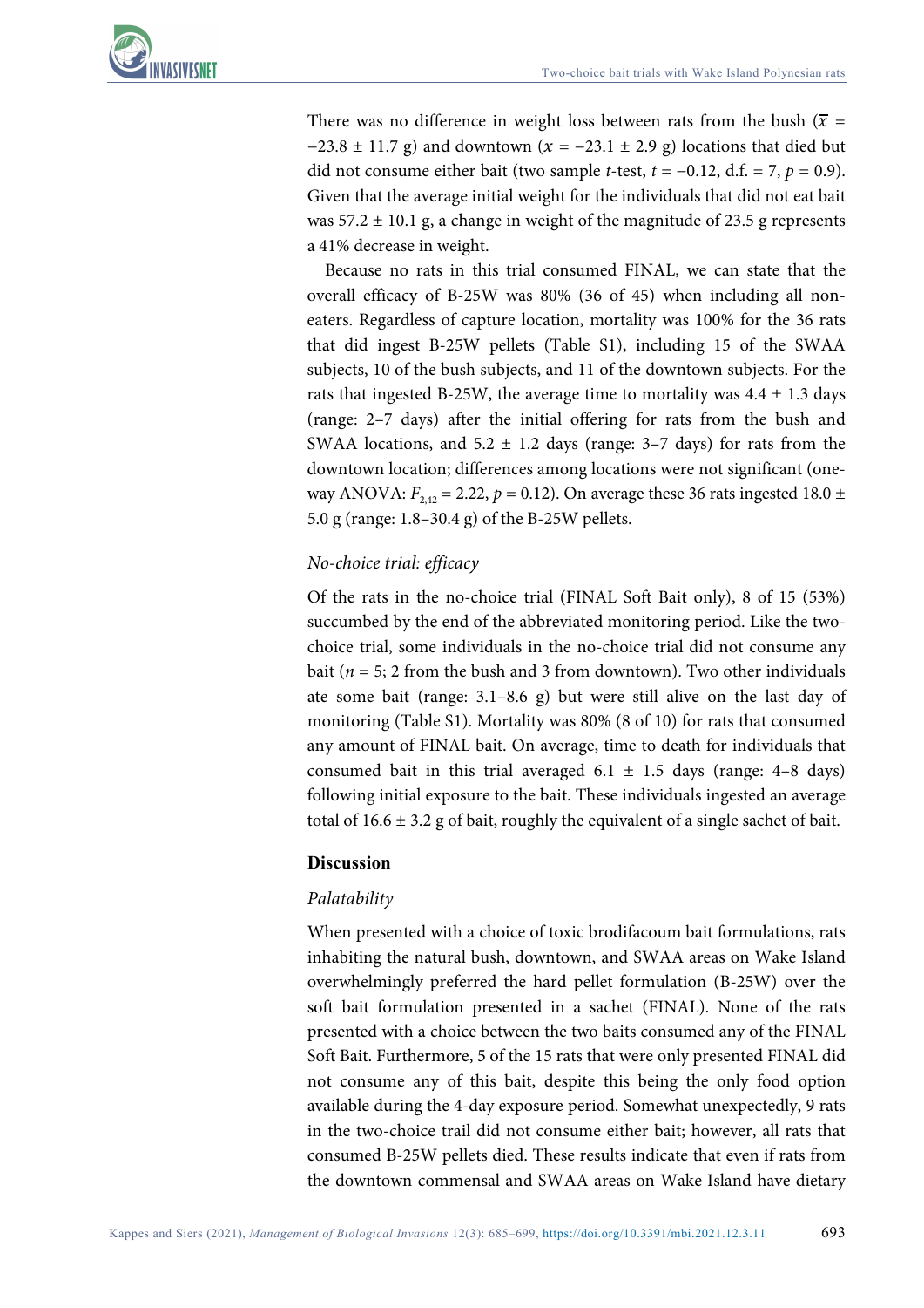There was no difference in weight loss between rats from the bush ($\overline{x}$ = −23.8 ± 11.7 g) and downtown ($\overline{x}$ = −23.1 ± 2.9 g) locations that died but did not consume either bait (two sample *t*-test, $t = -0.12$, d.f. = 7, $p = 0.9$). Given that the average initial weight for the individuals that did not eat bait was 57.2 ± 10.1 g, a change in weight of the magnitude of 23.5 g represents a 41% decrease in weight.

Because no rats in this trial consumed FINAL, we can state that the overall efficacy of B-25W was 80% (36 of 45) when including all non-eaters. Regardless of capture location, mortality was 100% for the 36 rats that did ingest B-25W pellets (Table S1), including 15 of the SWAA subjects, 10 of the bush subjects, and 11 of the downtown subjects. For the rats that ingested B-25W, the average time to mortality was 4.4 ± 1.3 days (range: 2–7 days) after the initial offering for rats from the bush and SWAA locations, and 5.2 ± 1.2 days (range: 3–7 days) for rats from the downtown location; differences among locations were not significant (one-way ANOVA: $F_{2,42} = 2.22$, $p = 0.12$). On average these 36 rats ingested 18.0 ± 5.0 g (range: 1.8–30.4 g) of the B-25W pellets.

### *No-choice trial: efficacy*

Of the rats in the no-choice trial (FINAL Soft Bait only), 8 of 15 (53%) succumbed by the end of the abbreviated monitoring period. Like the two-choice trial, some individuals in the no-choice trial did not consume any bait ($n = 5$; 2 from the bush and 3 from downtown). Two other individuals ate some bait (range: 3.1–8.6 g) but were still alive on the last day of monitoring (Table S1). Mortality was 80% (8 of 10) for rats that consumed any amount of FINAL bait. On average, time to death for individuals that consumed bait in this trial averaged 6.1 ± 1.5 days (range: 4–8 days) following initial exposure to the bait. These individuals ingested an average total of 16.6 ± 3.2 g of bait, roughly the equivalent of a single sachet of bait.

## Discussion

### *Palatability*

When presented with a choice of toxic brodifacoum bait formulations, rats inhabiting the natural bush, downtown, and SWAA areas on Wake Island overwhelmingly preferred the hard pellet formulation (B-25W) over the soft bait formulation presented in a sachet (FINAL). None of the rats presented with a choice between the two baits consumed any of the FINAL Soft Bait. Furthermore, 5 of the 15 rats that were only presented FINAL did not consume any of this bait, despite this being the only food option available during the 4-day exposure period. Somewhat unexpectedly, 9 rats in the two-choice trail did not consume either bait; however, all rats that consumed B-25W pellets died. These results indicate that even if rats from the downtown commensal and SWAA areas on Wake Island have dietary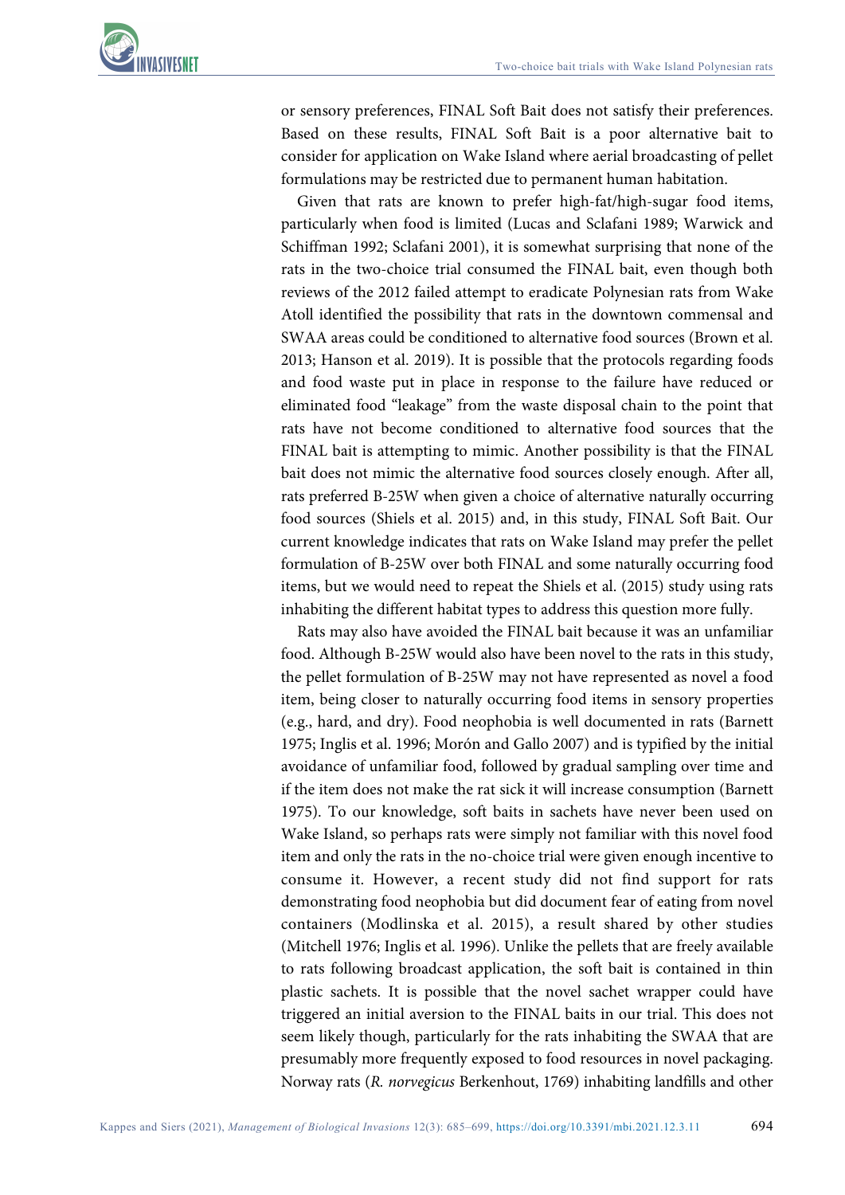or sensory preferences, FINAL Soft Bait does not satisfy their preferences. Based on these results, FINAL Soft Bait is a poor alternative bait to consider for application on Wake Island where aerial broadcasting of pellet formulations may be restricted due to permanent human habitation.

Given that rats are known to prefer high-fat/high-sugar food items, particularly when food is limited (Lucas and Sclafani 1989; Warwick and Schiffman 1992; Sclafani 2001), it is somewhat surprising that none of the rats in the two-choice trial consumed the FINAL bait, even though both reviews of the 2012 failed attempt to eradicate Polynesian rats from Wake Atoll identified the possibility that rats in the downtown commensal and SWAA areas could be conditioned to alternative food sources (Brown et al. 2013; Hanson et al. 2019). It is possible that the protocols regarding foods and food waste put in place in response to the failure have reduced or eliminated food "leakage" from the waste disposal chain to the point that rats have not become conditioned to alternative food sources that the FINAL bait is attempting to mimic. Another possibility is that the FINAL bait does not mimic the alternative food sources closely enough. After all, rats preferred B-25W when given a choice of alternative naturally occurring food sources (Shiels et al. 2015) and, in this study, FINAL Soft Bait. Our current knowledge indicates that rats on Wake Island may prefer the pellet formulation of B-25W over both FINAL and some naturally occurring food items, but we would need to repeat the Shiels et al. (2015) study using rats inhabiting the different habitat types to address this question more fully.

Rats may also have avoided the FINAL bait because it was an unfamiliar food. Although B-25W would also have been novel to the rats in this study, the pellet formulation of B-25W may not have represented as novel a food item, being closer to naturally occurring food items in sensory properties (e.g., hard, and dry). Food neophobia is well documented in rats (Barnett 1975; Inglis et al. 1996; Morón and Gallo 2007) and is typified by the initial avoidance of unfamiliar food, followed by gradual sampling over time and if the item does not make the rat sick it will increase consumption (Barnett 1975). To our knowledge, soft baits in sachets have never been used on Wake Island, so perhaps rats were simply not familiar with this novel food item and only the rats in the no-choice trial were given enough incentive to consume it. However, a recent study did not find support for rats demonstrating food neophobia but did document fear of eating from novel containers (Modlinska et al. 2015), a result shared by other studies (Mitchell 1976; Inglis et al. 1996). Unlike the pellets that are freely available to rats following broadcast application, the soft bait is contained in thin plastic sachets. It is possible that the novel sachet wrapper could have triggered an initial aversion to the FINAL baits in our trial. This does not seem likely though, particularly for the rats inhabiting the SWAA that are presumably more frequently exposed to food resources in novel packaging. Norway rats (*R. norvegicus* Berkenhout, 1769) inhabiting landfills and other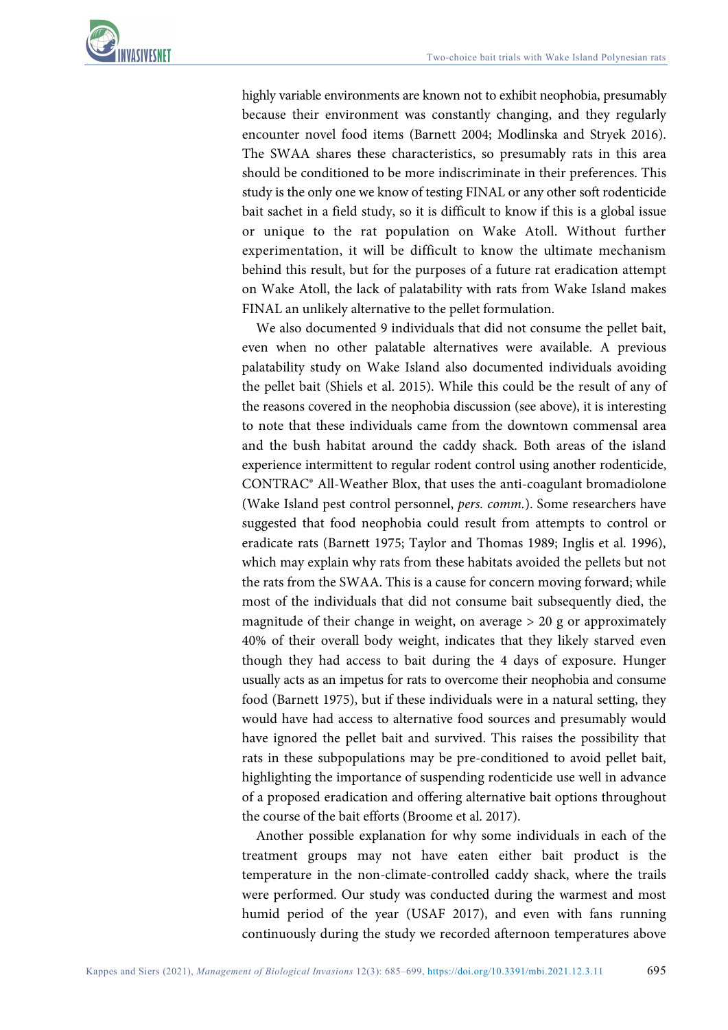highly variable environments are known not to exhibit neophobia, presumably because their environment was constantly changing, and they regularly encounter novel food items (Barnett 2004; Modlinska and Stryek 2016). The SWAA shares these characteristics, so presumably rats in this area should be conditioned to be more indiscriminate in their preferences. This study is the only one we know of testing FINAL or any other soft rodenticide bait sachet in a field study, so it is difficult to know if this is a global issue or unique to the rat population on Wake Atoll. Without further experimentation, it will be difficult to know the ultimate mechanism behind this result, but for the purposes of a future rat eradication attempt on Wake Atoll, the lack of palatability with rats from Wake Island makes FINAL an unlikely alternative to the pellet formulation.

We also documented 9 individuals that did not consume the pellet bait, even when no other palatable alternatives were available. A previous palatability study on Wake Island also documented individuals avoiding the pellet bait (Shiels et al. 2015). While this could be the result of any of the reasons covered in the neophobia discussion (see above), it is interesting to note that these individuals came from the downtown commensal area and the bush habitat around the caddy shack. Both areas of the island experience intermittent to regular rodent control using another rodenticide, CONTRAC® All-Weather Blox, that uses the anti-coagulant bromadiolone (Wake Island pest control personnel, *pers. comm.*). Some researchers have suggested that food neophobia could result from attempts to control or eradicate rats (Barnett 1975; Taylor and Thomas 1989; Inglis et al. 1996), which may explain why rats from these habitats avoided the pellets but not the rats from the SWAA. This is a cause for concern moving forward; while most of the individuals that did not consume bait subsequently died, the magnitude of their change in weight, on average > 20 g or approximately 40% of their overall body weight, indicates that they likely starved even though they had access to bait during the 4 days of exposure. Hunger usually acts as an impetus for rats to overcome their neophobia and consume food (Barnett 1975), but if these individuals were in a natural setting, they would have had access to alternative food sources and presumably would have ignored the pellet bait and survived. This raises the possibility that rats in these subpopulations may be pre-conditioned to avoid pellet bait, highlighting the importance of suspending rodenticide use well in advance of a proposed eradication and offering alternative bait options throughout the course of the bait efforts (Broome et al. 2017).

Another possible explanation for why some individuals in each of the treatment groups may not have eaten either bait product is the temperature in the non-climate-controlled caddy shack, where the trails were performed. Our study was conducted during the warmest and most humid period of the year (USAF 2017), and even with fans running continuously during the study we recorded afternoon temperatures above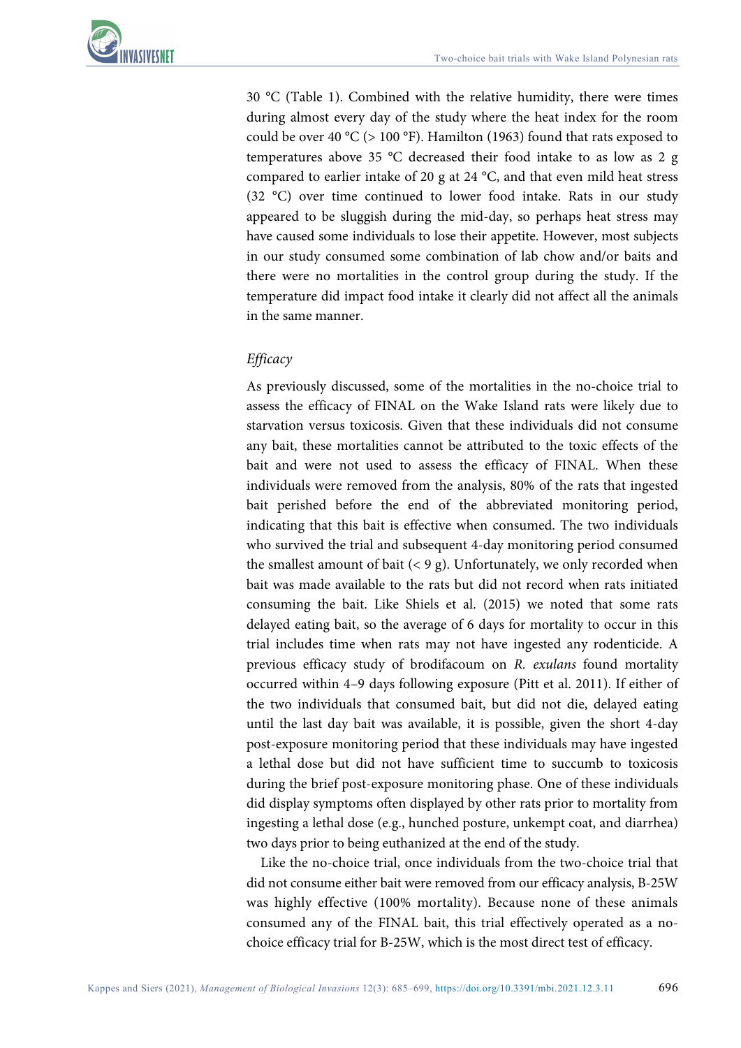30 °C (Table 1). Combined with the relative humidity, there were times during almost every day of the study where the heat index for the room could be over 40 °C (> 100 °F). Hamilton (1963) found that rats exposed to temperatures above 35 °C decreased their food intake to as low as 2 g compared to earlier intake of 20 g at 24 °C, and that even mild heat stress (32 °C) over time continued to lower food intake. Rats in our study appeared to be sluggish during the mid-day, so perhaps heat stress may have caused some individuals to lose their appetite. However, most subjects in our study consumed some combination of lab chow and/or baits and there were no mortalities in the control group during the study. If the temperature did impact food intake it clearly did not affect all the animals in the same manner.

### *Efficacy*

As previously discussed, some of the mortalities in the no-choice trial to assess the efficacy of FINAL on the Wake Island rats were likely due to starvation versus toxicosis. Given that these individuals did not consume any bait, these mortalities cannot be attributed to the toxic effects of the bait and were not used to assess the efficacy of FINAL. When these individuals were removed from the analysis, 80% of the rats that ingested bait perished before the end of the abbreviated monitoring period, indicating that this bait is effective when consumed. The two individuals who survived the trial and subsequent 4-day monitoring period consumed the smallest amount of bait (< 9 g). Unfortunately, we only recorded when bait was made available to the rats but did not record when rats initiated consuming the bait. Like Shiels et al. (2015) we noted that some rats delayed eating bait, so the average of 6 days for mortality to occur in this trial includes time when rats may not have ingested any rodenticide. A previous efficacy study of brodifacoum on *R. exulans* found mortality occurred within 4–9 days following exposure (Pitt et al. 2011). If either of the two individuals that consumed bait, but did not die, delayed eating until the last day bait was available, it is possible, given the short 4-day post-exposure monitoring period that these individuals may have ingested a lethal dose but did not have sufficient time to succumb to toxicosis during the brief post-exposure monitoring phase. One of these individuals did display symptoms often displayed by other rats prior to mortality from ingesting a lethal dose (e.g., hunched posture, unkempt coat, and diarrhea) two days prior to being euthanized at the end of the study.

Like the no-choice trial, once individuals from the two-choice trial that did not consume either bait were removed from our efficacy analysis, B-25W was highly effective (100% mortality). Because none of these animals consumed any of the FINAL bait, this trial effectively operated as a no-choice efficacy trial for B-25W, which is the most direct test of efficacy.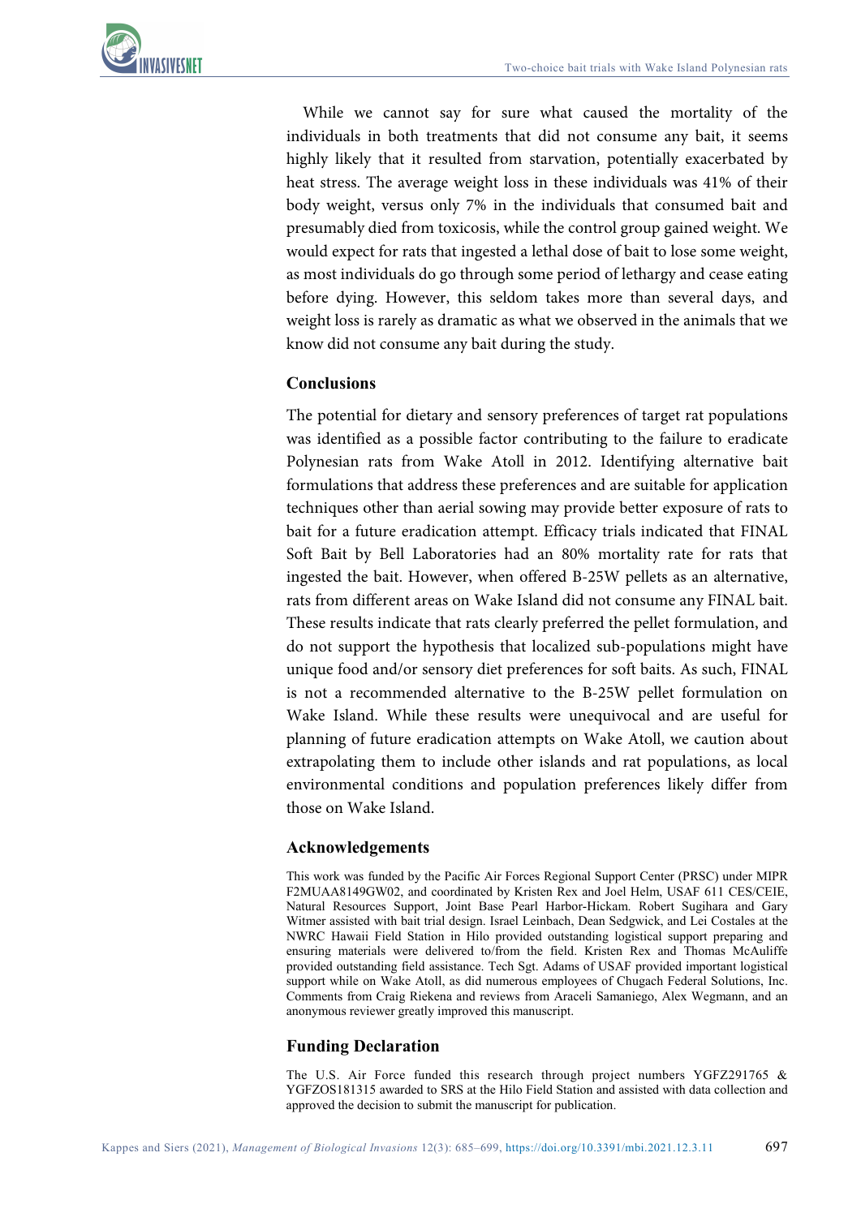While we cannot say for sure what caused the mortality of the individuals in both treatments that did not consume any bait, it seems highly likely that it resulted from starvation, potentially exacerbated by heat stress. The average weight loss in these individuals was 41% of their body weight, versus only 7% in the individuals that consumed bait and presumably died from toxicosis, while the control group gained weight. We would expect for rats that ingested a lethal dose of bait to lose some weight, as most individuals do go through some period of lethargy and cease eating before dying. However, this seldom takes more than several days, and weight loss is rarely as dramatic as what we observed in the animals that we know did not consume any bait during the study.

## Conclusions

The potential for dietary and sensory preferences of target rat populations was identified as a possible factor contributing to the failure to eradicate Polynesian rats from Wake Atoll in 2012. Identifying alternative bait formulations that address these preferences and are suitable for application techniques other than aerial sowing may provide better exposure of rats to bait for a future eradication attempt. Efficacy trials indicated that FINAL Soft Bait by Bell Laboratories had an 80% mortality rate for rats that ingested the bait. However, when offered B-25W pellets as an alternative, rats from different areas on Wake Island did not consume any FINAL bait. These results indicate that rats clearly preferred the pellet formulation, and do not support the hypothesis that localized sub-populations might have unique food and/or sensory diet preferences for soft baits. As such, FINAL is not a recommended alternative to the B-25W pellet formulation on Wake Island. While these results were unequivocal and are useful for planning of future eradication attempts on Wake Atoll, we caution about extrapolating them to include other islands and rat populations, as local environmental conditions and population preferences likely differ from those on Wake Island.

## Acknowledgements

This work was funded by the Pacific Air Forces Regional Support Center (PRSC) under MIPR F2MUAA8149GW02, and coordinated by Kristen Rex and Joel Helm, USAF 611 CES/CEIE, Natural Resources Support, Joint Base Pearl Harbor-Hickam. Robert Sugihara and Gary Witmer assisted with bait trial design. Israel Leinbach, Dean Sedgwick, and Lei Costales at the NWRC Hawaii Field Station in Hilo provided outstanding logistical support preparing and ensuring materials were delivered to/from the field. Kristen Rex and Thomas McAuliffe provided outstanding field assistance. Tech Sgt. Adams of USAF provided important logistical support while on Wake Atoll, as did numerous employees of Chugach Federal Solutions, Inc. Comments from Craig Riekena and reviews from Araceli Samaniego, Alex Wegmann, and an anonymous reviewer greatly improved this manuscript.

## Funding Declaration

The U.S. Air Force funded this research through project numbers YGFZ291765 & YGFZOS181315 awarded to SRS at the Hilo Field Station and assisted with data collection and approved the decision to submit the manuscript for publication.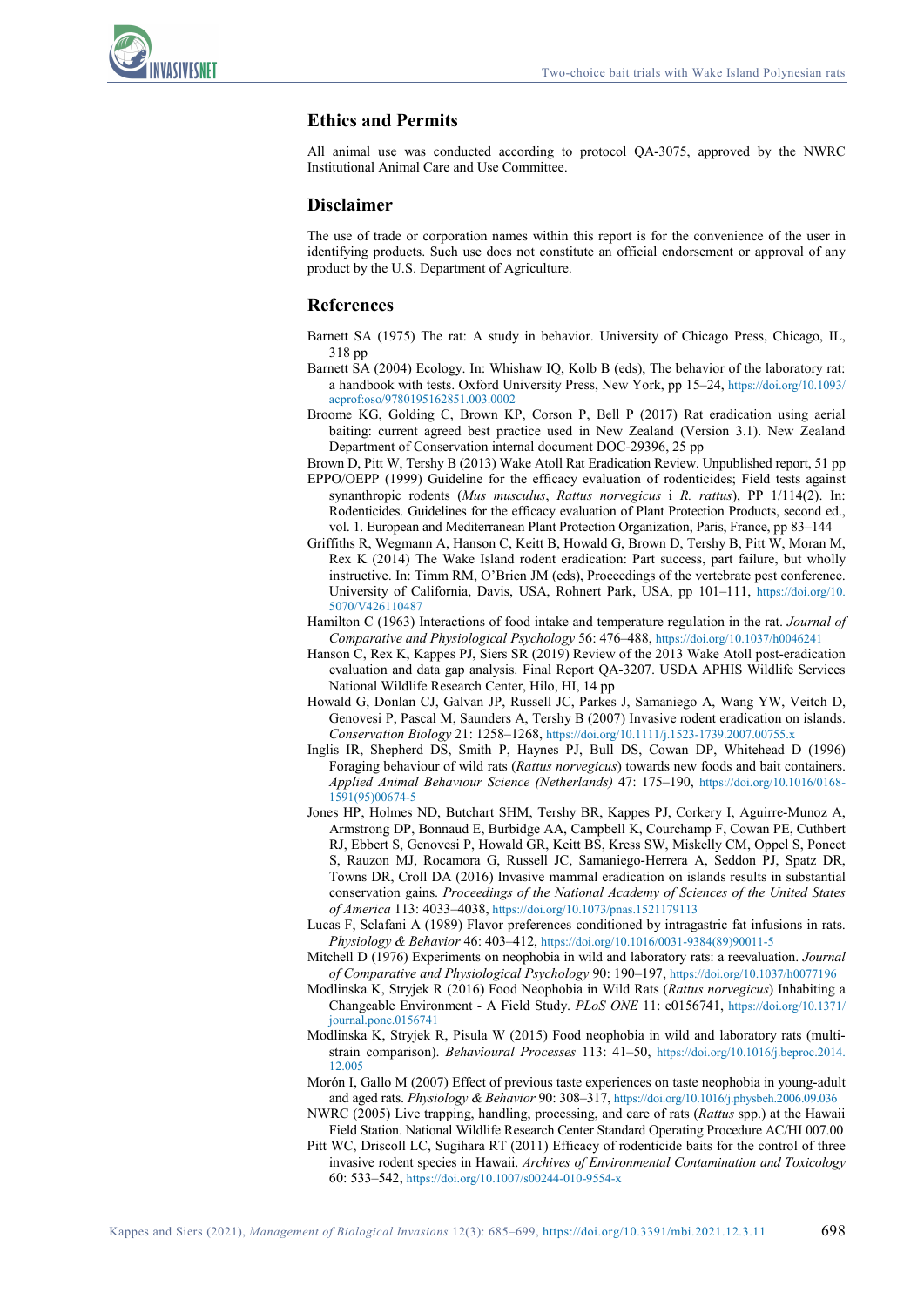## Ethics and Permits

All animal use was conducted according to protocol QA-3075, approved by the NWRC Institutional Animal Care and Use Committee.

## Disclaimer

The use of trade or corporation names within this report is for the convenience of the user in identifying products. Such use does not constitute an official endorsement or approval of any product by the U.S. Department of Agriculture.

## References

Barnett SA (1975) The rat: A study in behavior. University of Chicago Press, Chicago, IL, 318 pp

Barnett SA (2004) Ecology. In: Whishaw IQ, Kolb B (eds), The behavior of the laboratory rat: a handbook with tests. Oxford University Press, New York, pp 15–24, https://doi.org/10.1093/acprof:oso/9780195162851.003.0002

Broome KG, Golding C, Brown KP, Corson P, Bell P (2017) Rat eradication using aerial baiting: current agreed best practice used in New Zealand (Version 3.1). New Zealand Department of Conservation internal document DOC-29396, 25 pp

Brown D, Pitt W, Tershy B (2013) Wake Atoll Rat Eradication Review. Unpublished report, 51 pp

EPPO/OEPP (1999) Guideline for the efficacy evaluation of rodenticides; Field tests against synanthropic rodents (*Mus musculus*, *Rattus norvegicus* i *R. rattus*), PP 1/114(2). In: Rodenticides. Guidelines for the efficacy evaluation of Plant Protection Products, second ed., vol. 1. European and Mediterranean Plant Protection Organization, Paris, France, pp 83–144

Griffiths R, Wegmann A, Hanson C, Keitt B, Howald G, Brown D, Tershy B, Pitt W, Moran M, Rex K (2014) The Wake Island rodent eradication: Part success, part failure, but wholly instructive. In: Timm RM, O'Brien JM (eds), Proceedings of the vertebrate pest conference. University of California, Davis, USA, Rohnert Park, USA, pp 101–111, https://doi.org/10.5070/V426110487

Hamilton C (1963) Interactions of food intake and temperature regulation in the rat. *Journal of Comparative and Physiological Psychology* 56: 476–488, https://doi.org/10.1037/h0046241

Hanson C, Rex K, Kappes PJ, Siers SR (2019) Review of the 2013 Wake Atoll post-eradication evaluation and data gap analysis. Final Report QA-3207. USDA APHIS Wildlife Services National Wildlife Research Center, Hilo, HI, 14 pp

Howald G, Donlan CJ, Galvan JP, Russell JC, Parkes J, Samaniego A, Wang YW, Veitch D, Genovesi P, Pascal M, Saunders A, Tershy B (2007) Invasive rodent eradication on islands. *Conservation Biology* 21: 1258–1268, https://doi.org/10.1111/j.1523-1739.2007.00755.x

Inglis IR, Shepherd DS, Smith P, Haynes PJ, Bull DS, Cowan DP, Whitehead D (1996) Foraging behaviour of wild rats (*Rattus norvegicus*) towards new foods and bait containers. *Applied Animal Behaviour Science (Netherlands)* 47: 175–190, https://doi.org/10.1016/0168-1591(95)00674-5

Jones HP, Holmes ND, Butchart SHM, Tershy BR, Kappes PJ, Corkery I, Aguirre-Munoz A, Armstrong DP, Bonnaud E, Burbidge AA, Campbell K, Courchamp F, Cowan PE, Cuthbert RJ, Ebbert S, Genovesi P, Howald GR, Keitt BS, Kress SW, Miskelly CM, Oppel S, Poncet S, Rauzon MJ, Rocamora G, Russell JC, Samaniego-Herrera A, Seddon PJ, Spatz DR, Towns DR, Croll DA (2016) Invasive mammal eradication on islands results in substantial conservation gains. *Proceedings of the National Academy of Sciences of the United States of America* 113: 4033–4038, https://doi.org/10.1073/pnas.1521179113

Lucas F, Sclafani A (1989) Flavor preferences conditioned by intragastric fat infusions in rats. *Physiology & Behavior* 46: 403–412, https://doi.org/10.1016/0031-9384(89)90011-5

Mitchell D (1976) Experiments on neophobia in wild and laboratory rats: a reevaluation. *Journal of Comparative and Physiological Psychology* 90: 190–197, https://doi.org/10.1037/h0077196

Modlinska K, Stryjek R (2016) Food Neophobia in Wild Rats (*Rattus norvegicus*) Inhabiting a Changeable Environment - A Field Study. *PLoS ONE* 11: e0156741, https://doi.org/10.1371/journal.pone.0156741

Modlinska K, Stryjek R, Pisula W (2015) Food neophobia in wild and laboratory rats (multi-strain comparison). *Behavioural Processes* 113: 41–50, https://doi.org/10.1016/j.beproc.2014.12.005

Morón I, Gallo M (2007) Effect of previous taste experiences on taste neophobia in young-adult and aged rats. *Physiology & Behavior* 90: 308–317, https://doi.org/10.1016/j.physbeh.2006.09.036

NWRC (2005) Live trapping, handling, processing, and care of rats (*Rattus* spp.) at the Hawaii Field Station. National Wildlife Research Center Standard Operating Procedure AC/HI 007.00

Pitt WC, Driscoll LC, Sugihara RT (2011) Efficacy of rodenticide baits for the control of three invasive rodent species in Hawaii. *Archives of Environmental Contamination and Toxicology* 60: 533–542, https://doi.org/10.1007/s00244-010-9554-x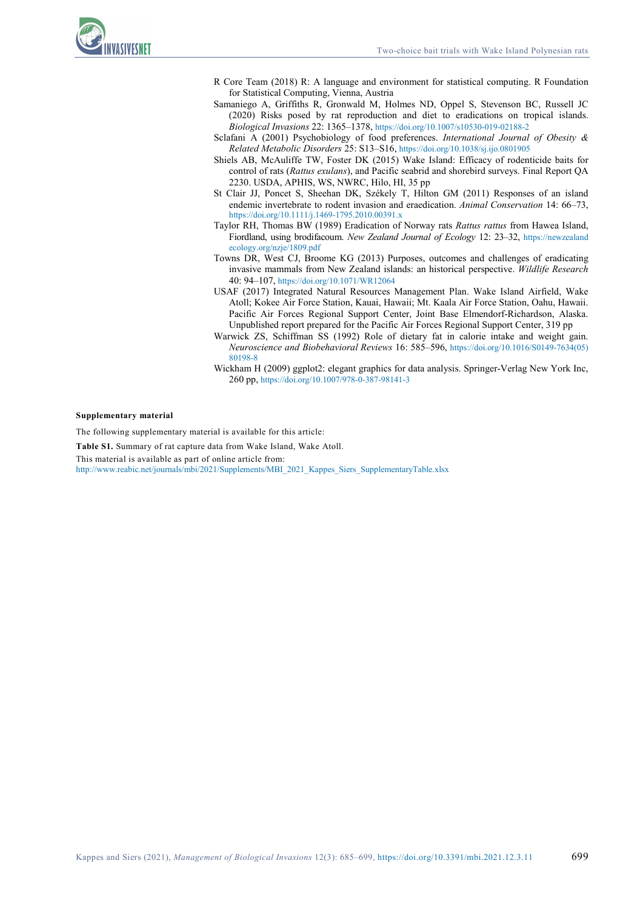R Core Team (2018) R: A language and environment for statistical computing. R Foundation for Statistical Computing, Vienna, Austria

Samaniego A, Griffiths R, Gronwald M, Holmes ND, Oppel S, Stevenson BC, Russell JC (2020) Risks posed by rat reproduction and diet to eradications on tropical islands. *Biological Invasions* 22: 1365–1378, https://doi.org/10.1007/s10530-019-02188-2

Sclafani A (2001) Psychobiology of food preferences. *International Journal of Obesity & Related Metabolic Disorders* 25: S13–S16, https://doi.org/10.1038/sj.ijo.0801905

Shiels AB, McAuliffe TW, Foster DK (2015) Wake Island: Efficacy of rodenticide baits for control of rats (*Rattus exulans*), and Pacific seabird and shorebird surveys. Final Report QA 2230. USDA, APHIS, WS, NWRC, Hilo, HI, 35 pp

St Clair JJ, Poncet S, Sheehan DK, Székely T, Hilton GM (2011) Responses of an island endemic invertebrate to rodent invasion and eradication. *Animal Conservation* 14: 66–73, https://doi.org/10.1111/j.1469-1795.2010.00391.x

Taylor RH, Thomas BW (1989) Eradication of Norway rats *Rattus rattus* from Hawea Island, Fiordland, using brodifacoum. *New Zealand Journal of Ecology* 12: 23–32, https://newzealandecology.org/nzje/1809.pdf

Towns DR, West CJ, Broome KG (2013) Purposes, outcomes and challenges of eradicating invasive mammals from New Zealand islands: an historical perspective. *Wildlife Research* 40: 94–107, https://doi.org/10.1071/WR12064

USAF (2017) Integrated Natural Resources Management Plan. Wake Island Airfield, Wake Atoll; Kokee Air Force Station, Kauai, Hawaii; Mt. Kaala Air Force Station, Oahu, Hawaii. Pacific Air Forces Regional Support Center, Joint Base Elmendorf-Richardson, Alaska. Unpublished report prepared for the Pacific Air Forces Regional Support Center, 319 pp

Warwick ZS, Schiffman SS (1992) Role of dietary fat in calorie intake and weight gain. *Neuroscience and Biobehavioral Reviews* 16: 585–596, https://doi.org/10.1016/S0149-7634(05)80198-8

Wickham H (2009) ggplot2: elegant graphics for data analysis. Springer-Verlag New York Inc, 260 pp, https://doi.org/10.1007/978-0-387-98141-3

**Supplementary material**

The following supplementary material is available for this article:

**Table S1.** Summary of rat capture data from Wake Island, Wake Atoll.

This material is available as part of online article from:
http://www.reabic.net/journals/mbi/2021/Supplements/MBI_2021_Kappes_Siers_SupplementaryTable.xlsx